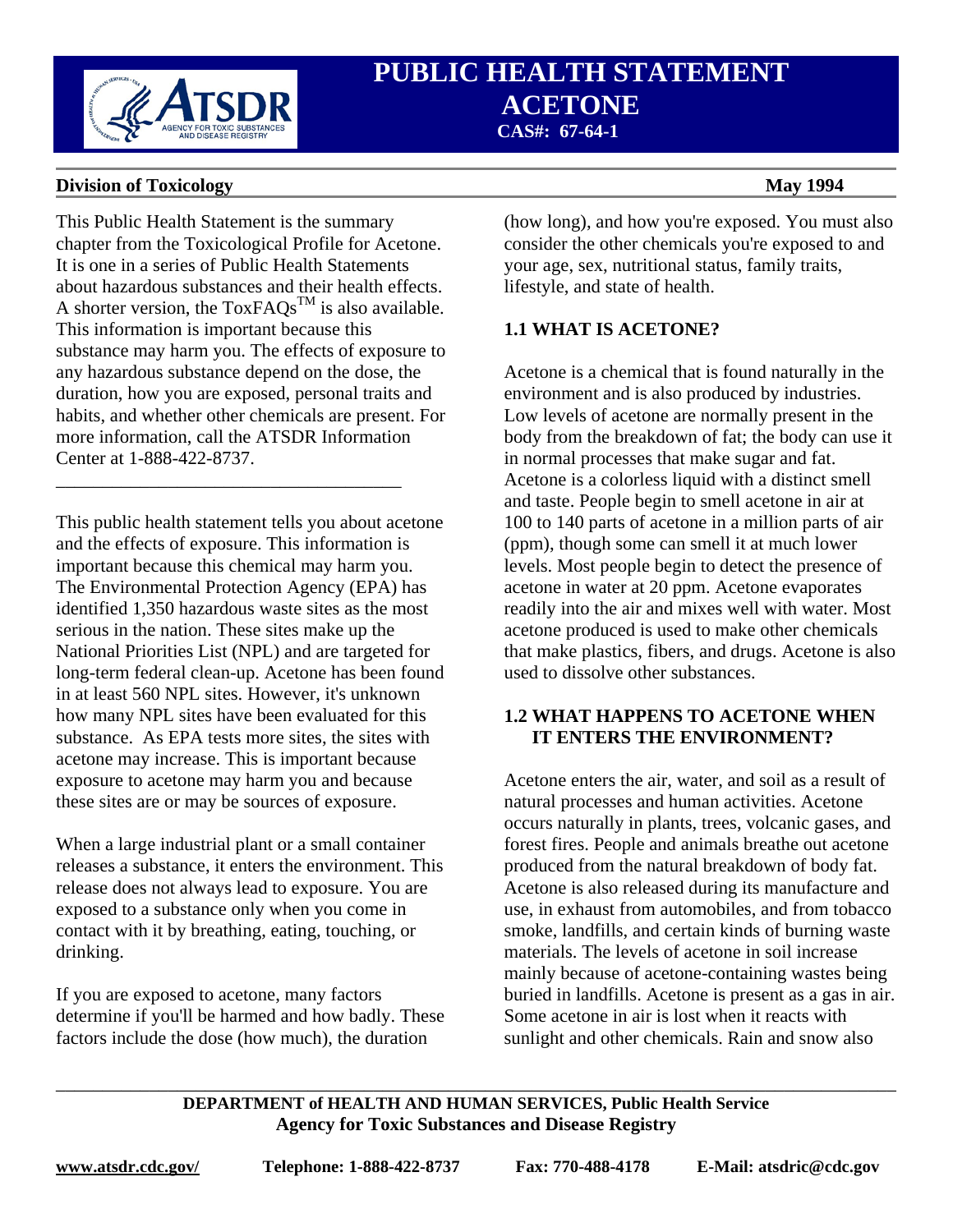# PUBLIC HEALTH STATEMENT
# ACETONE
**CAS#: 67-64-1**

**Division of Toxicology** **May 1994**

This Public Health Statement is the summary chapter from the Toxicological Profile for Acetone. It is one in a series of Public Health Statements about hazardous substances and their health effects. A shorter version, the ToxFAQs™ is also available. This information is important because this substance may harm you. The effects of exposure to any hazardous substance depend on the dose, the duration, how you are exposed, personal traits and habits, and whether other chemicals are present. For more information, call the ATSDR Information Center at 1-888-422-8737.

---

This public health statement tells you about acetone and the effects of exposure. This information is important because this chemical may harm you. The Environmental Protection Agency (EPA) has identified 1,350 hazardous waste sites as the most serious in the nation. These sites make up the National Priorities List (NPL) and are targeted for long-term federal clean-up. Acetone has been found in at least 560 NPL sites. However, it's unknown how many NPL sites have been evaluated for this substance. As EPA tests more sites, the sites with acetone may increase. This is important because exposure to acetone may harm you and because these sites are or may be sources of exposure.

When a large industrial plant or a small container releases a substance, it enters the environment. This release does not always lead to exposure. You are exposed to a substance only when you come in contact with it by breathing, eating, touching, or drinking.

If you are exposed to acetone, many factors determine if you'll be harmed and how badly. These factors include the dose (how much), the duration (how long), and how you're exposed. You must also consider the other chemicals you're exposed to and your age, sex, nutritional status, family traits, lifestyle, and state of health.

## 1.1 WHAT IS ACETONE?

Acetone is a chemical that is found naturally in the environment and is also produced by industries. Low levels of acetone are normally present in the body from the breakdown of fat; the body can use it in normal processes that make sugar and fat. Acetone is a colorless liquid with a distinct smell and taste. People begin to smell acetone in air at 100 to 140 parts of acetone in a million parts of air (ppm), though some can smell it at much lower levels. Most people begin to detect the presence of acetone in water at 20 ppm. Acetone evaporates readily into the air and mixes well with water. Most acetone produced is used to make other chemicals that make plastics, fibers, and drugs. Acetone is also used to dissolve other substances.

## 1.2 WHAT HAPPENS TO ACETONE WHEN IT ENTERS THE ENVIRONMENT?

Acetone enters the air, water, and soil as a result of natural processes and human activities. Acetone occurs naturally in plants, trees, volcanic gases, and forest fires. People and animals breathe out acetone produced from the natural breakdown of body fat. Acetone is also released during its manufacture and use, in exhaust from automobiles, and from tobacco smoke, landfills, and certain kinds of burning waste materials. The levels of acetone in soil increase mainly because of acetone-containing wastes being buried in landfills. Acetone is present as a gas in air. Some acetone in air is lost when it reacts with sunlight and other chemicals. Rain and snow also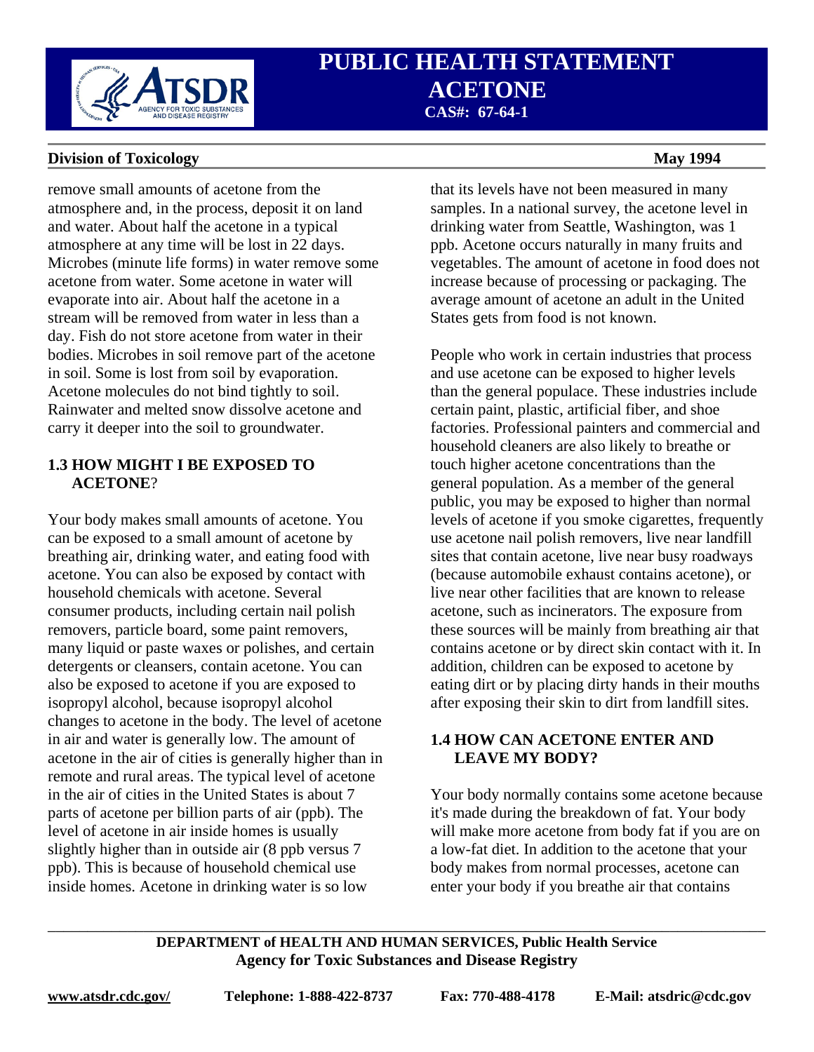remove small amounts of acetone from the atmosphere and, in the process, deposit it on land and water. About half the acetone in a typical atmosphere at any time will be lost in 22 days. Microbes (minute life forms) in water remove some acetone from water. Some acetone in water will evaporate into air. About half the acetone in a stream will be removed from water in less than a day. Fish do not store acetone from water in their bodies. Microbes in soil remove part of the acetone in soil. Some is lost from soil by evaporation. Acetone molecules do not bind tightly to soil. Rainwater and melted snow dissolve acetone and carry it deeper into the soil to groundwater.

## 1.3 HOW MIGHT I BE EXPOSED TO ACETONE?

Your body makes small amounts of acetone. You can be exposed to a small amount of acetone by breathing air, drinking water, and eating food with acetone. You can also be exposed by contact with household chemicals with acetone. Several consumer products, including certain nail polish removers, particle board, some paint removers, many liquid or paste waxes or polishes, and certain detergents or cleansers, contain acetone. You can also be exposed to acetone if you are exposed to isopropyl alcohol, because isopropyl alcohol changes to acetone in the body. The level of acetone in air and water is generally low. The amount of acetone in the air of cities is generally higher than in remote and rural areas. The typical level of acetone in the air of cities in the United States is about 7 parts of acetone per billion parts of air (ppb). The level of acetone in air inside homes is usually slightly higher than in outside air (8 ppb versus 7 ppb). This is because of household chemical use inside homes. Acetone in drinking water is so low that its levels have not been measured in many samples. In a national survey, the acetone level in drinking water from Seattle, Washington, was 1 ppb. Acetone occurs naturally in many fruits and vegetables. The amount of acetone in food does not increase because of processing or packaging. The average amount of acetone an adult in the United States gets from food is not known.

People who work in certain industries that process and use acetone can be exposed to higher levels than the general populace. These industries include certain paint, plastic, artificial fiber, and shoe factories. Professional painters and commercial and household cleaners are also likely to breathe or touch higher acetone concentrations than the general population. As a member of the general public, you may be exposed to higher than normal levels of acetone if you smoke cigarettes, frequently use acetone nail polish removers, live near landfill sites that contain acetone, live near busy roadways (because automobile exhaust contains acetone), or live near other facilities that are known to release acetone, such as incinerators. The exposure from these sources will be mainly from breathing air that contains acetone or by direct skin contact with it. In addition, children can be exposed to acetone by eating dirt or by placing dirty hands in their mouths after exposing their skin to dirt from landfill sites.

## 1.4 HOW CAN ACETONE ENTER AND LEAVE MY BODY?

Your body normally contains some acetone because it's made during the breakdown of fat. Your body will make more acetone from body fat if you are on a low-fat diet. In addition to the acetone that your body makes from normal processes, acetone can enter your body if you breathe air that contains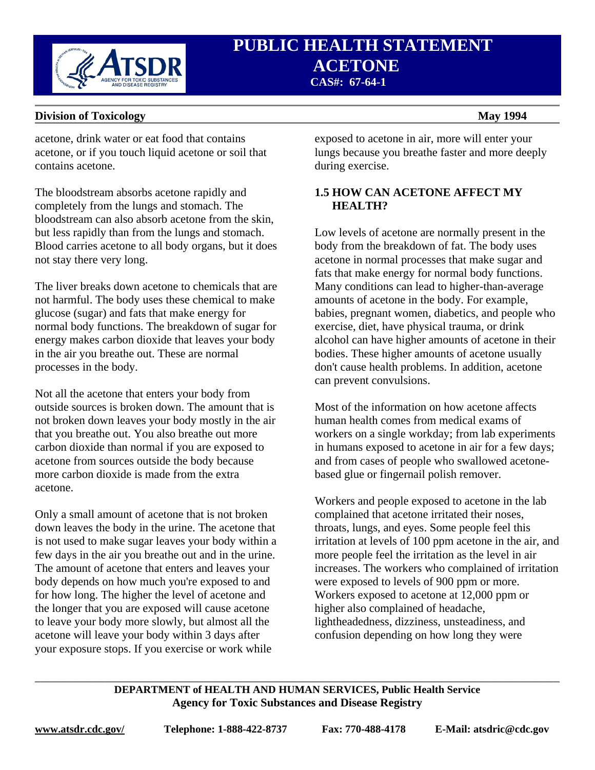acetone, drink water or eat food that contains acetone, or if you touch liquid acetone or soil that contains acetone.

The bloodstream absorbs acetone rapidly and completely from the lungs and stomach. The bloodstream can also absorb acetone from the skin, but less rapidly than from the lungs and stomach. Blood carries acetone to all body organs, but it does not stay there very long.

The liver breaks down acetone to chemicals that are not harmful. The body uses these chemical to make glucose (sugar) and fats that make energy for normal body functions. The breakdown of sugar for energy makes carbon dioxide that leaves your body in the air you breathe out. These are normal processes in the body.

Not all the acetone that enters your body from outside sources is broken down. The amount that is not broken down leaves your body mostly in the air that you breathe out. You also breathe out more carbon dioxide than normal if you are exposed to acetone from sources outside the body because more carbon dioxide is made from the extra acetone.

Only a small amount of acetone that is not broken down leaves the body in the urine. The acetone that is not used to make sugar leaves your body within a few days in the air you breathe out and in the urine. The amount of acetone that enters and leaves your body depends on how much you're exposed to and for how long. The higher the level of acetone and the longer that you are exposed will cause acetone to leave your body more slowly, but almost all the acetone will leave your body within 3 days after your exposure stops. If you exercise or work while exposed to acetone in air, more will enter your lungs because you breathe faster and more deeply during exercise.

## 1.5 HOW CAN ACETONE AFFECT MY HEALTH?

Low levels of acetone are normally present in the body from the breakdown of fat. The body uses acetone in normal processes that make sugar and fats that make energy for normal body functions. Many conditions can lead to higher-than-average amounts of acetone in the body. For example, babies, pregnant women, diabetics, and people who exercise, diet, have physical trauma, or drink alcohol can have higher amounts of acetone in their bodies. These higher amounts of acetone usually don't cause health problems. In addition, acetone can prevent convulsions.

Most of the information on how acetone affects human health comes from medical exams of workers on a single workday; from lab experiments in humans exposed to acetone in air for a few days; and from cases of people who swallowed acetone-based glue or fingernail polish remover.

Workers and people exposed to acetone in the lab complained that acetone irritated their noses, throats, lungs, and eyes. Some people feel this irritation at levels of 100 ppm acetone in the air, and more people feel the irritation as the level in air increases. The workers who complained of irritation were exposed to levels of 900 ppm or more. Workers exposed to acetone at 12,000 ppm or higher also complained of headache, lightheadedness, dizziness, unsteadiness, and confusion depending on how long they were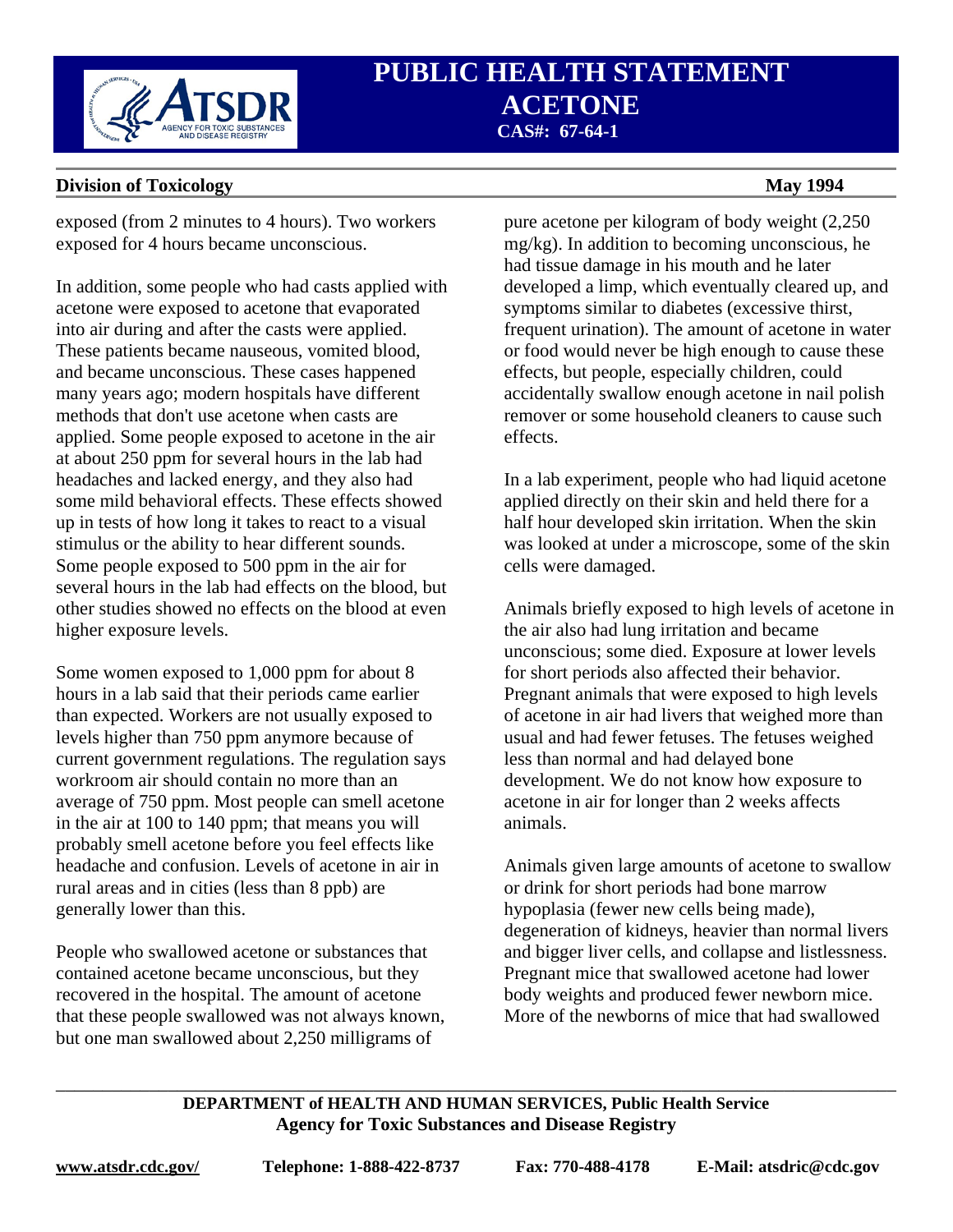exposed (from 2 minutes to 4 hours). Two workers exposed for 4 hours became unconscious.

In addition, some people who had casts applied with acetone were exposed to acetone that evaporated into air during and after the casts were applied. These patients became nauseous, vomited blood, and became unconscious. These cases happened many years ago; modern hospitals have different methods that don't use acetone when casts are applied. Some people exposed to acetone in the air at about 250 ppm for several hours in the lab had headaches and lacked energy, and they also had some mild behavioral effects. These effects showed up in tests of how long it takes to react to a visual stimulus or the ability to hear different sounds. Some people exposed to 500 ppm in the air for several hours in the lab had effects on the blood, but other studies showed no effects on the blood at even higher exposure levels.

Some women exposed to 1,000 ppm for about 8 hours in a lab said that their periods came earlier than expected. Workers are not usually exposed to levels higher than 750 ppm anymore because of current government regulations. The regulation says workroom air should contain no more than an average of 750 ppm. Most people can smell acetone in the air at 100 to 140 ppm; that means you will probably smell acetone before you feel effects like headache and confusion. Levels of acetone in air in rural areas and in cities (less than 8 ppb) are generally lower than this.

People who swallowed acetone or substances that contained acetone became unconscious, but they recovered in the hospital. The amount of acetone that these people swallowed was not always known, but one man swallowed about 2,250 milligrams of pure acetone per kilogram of body weight (2,250 mg/kg). In addition to becoming unconscious, he had tissue damage in his mouth and he later developed a limp, which eventually cleared up, and symptoms similar to diabetes (excessive thirst, frequent urination). The amount of acetone in water or food would never be high enough to cause these effects, but people, especially children, could accidentally swallow enough acetone in nail polish remover or some household cleaners to cause such effects.

In a lab experiment, people who had liquid acetone applied directly on their skin and held there for a half hour developed skin irritation. When the skin was looked at under a microscope, some of the skin cells were damaged.

Animals briefly exposed to high levels of acetone in the air also had lung irritation and became unconscious; some died. Exposure at lower levels for short periods also affected their behavior. Pregnant animals that were exposed to high levels of acetone in air had livers that weighed more than usual and had fewer fetuses. The fetuses weighed less than normal and had delayed bone development. We do not know how exposure to acetone in air for longer than 2 weeks affects animals.

Animals given large amounts of acetone to swallow or drink for short periods had bone marrow hypoplasia (fewer new cells being made), degeneration of kidneys, heavier than normal livers and bigger liver cells, and collapse and listlessness. Pregnant mice that swallowed acetone had lower body weights and produced fewer newborn mice. More of the newborns of mice that had swallowed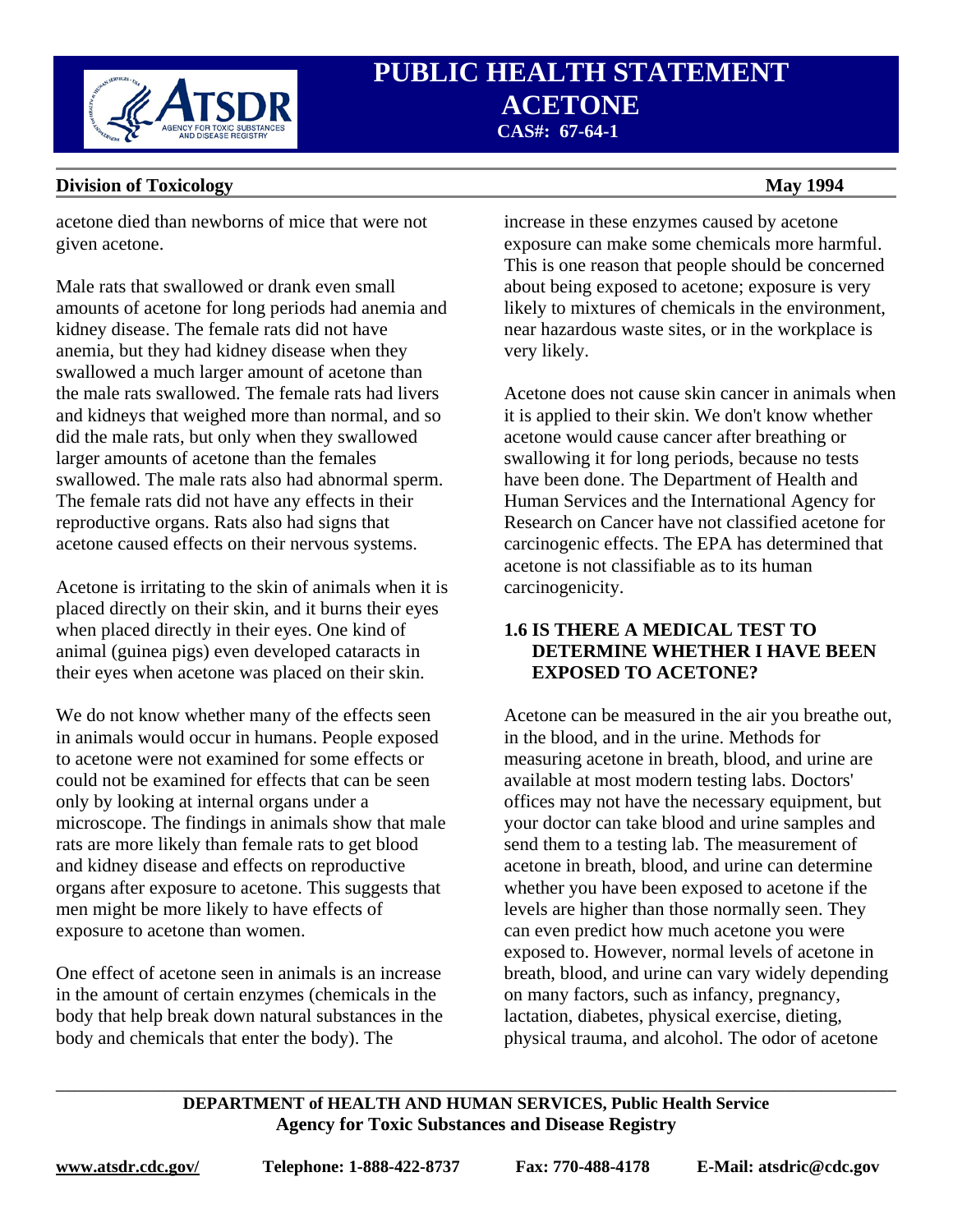acetone died than newborns of mice that were not given acetone.

Male rats that swallowed or drank even small amounts of acetone for long periods had anemia and kidney disease. The female rats did not have anemia, but they had kidney disease when they swallowed a much larger amount of acetone than the male rats swallowed. The female rats had livers and kidneys that weighed more than normal, and so did the male rats, but only when they swallowed larger amounts of acetone than the females swallowed. The male rats also had abnormal sperm. The female rats did not have any effects in their reproductive organs. Rats also had signs that acetone caused effects on their nervous systems.

Acetone is irritating to the skin of animals when it is placed directly on their skin, and it burns their eyes when placed directly in their eyes. One kind of animal (guinea pigs) even developed cataracts in their eyes when acetone was placed on their skin.

We do not know whether many of the effects seen in animals would occur in humans. People exposed to acetone were not examined for some effects or could not be examined for effects that can be seen only by looking at internal organs under a microscope. The findings in animals show that male rats are more likely than female rats to get blood and kidney disease and effects on reproductive organs after exposure to acetone. This suggests that men might be more likely to have effects of exposure to acetone than women.

One effect of acetone seen in animals is an increase in the amount of certain enzymes (chemicals in the body that help break down natural substances in the body and chemicals that enter the body). The increase in these enzymes caused by acetone exposure can make some chemicals more harmful. This is one reason that people should be concerned about being exposed to acetone; exposure is very likely to mixtures of chemicals in the environment, near hazardous waste sites, or in the workplace is very likely.

Acetone does not cause skin cancer in animals when it is applied to their skin. We don't know whether acetone would cause cancer after breathing or swallowing it for long periods, because no tests have been done. The Department of Health and Human Services and the International Agency for Research on Cancer have not classified acetone for carcinogenic effects. The EPA has determined that acetone is not classifiable as to its human carcinogenicity.

## 1.6 IS THERE A MEDICAL TEST TO DETERMINE WHETHER I HAVE BEEN EXPOSED TO ACETONE?

Acetone can be measured in the air you breathe out, in the blood, and in the urine. Methods for measuring acetone in breath, blood, and urine are available at most modern testing labs. Doctors' offices may not have the necessary equipment, but your doctor can take blood and urine samples and send them to a testing lab. The measurement of acetone in breath, blood, and urine can determine whether you have been exposed to acetone if the levels are higher than those normally seen. They can even predict how much acetone you were exposed to. However, normal levels of acetone in breath, blood, and urine can vary widely depending on many factors, such as infancy, pregnancy, lactation, diabetes, physical exercise, dieting, physical trauma, and alcohol. The odor of acetone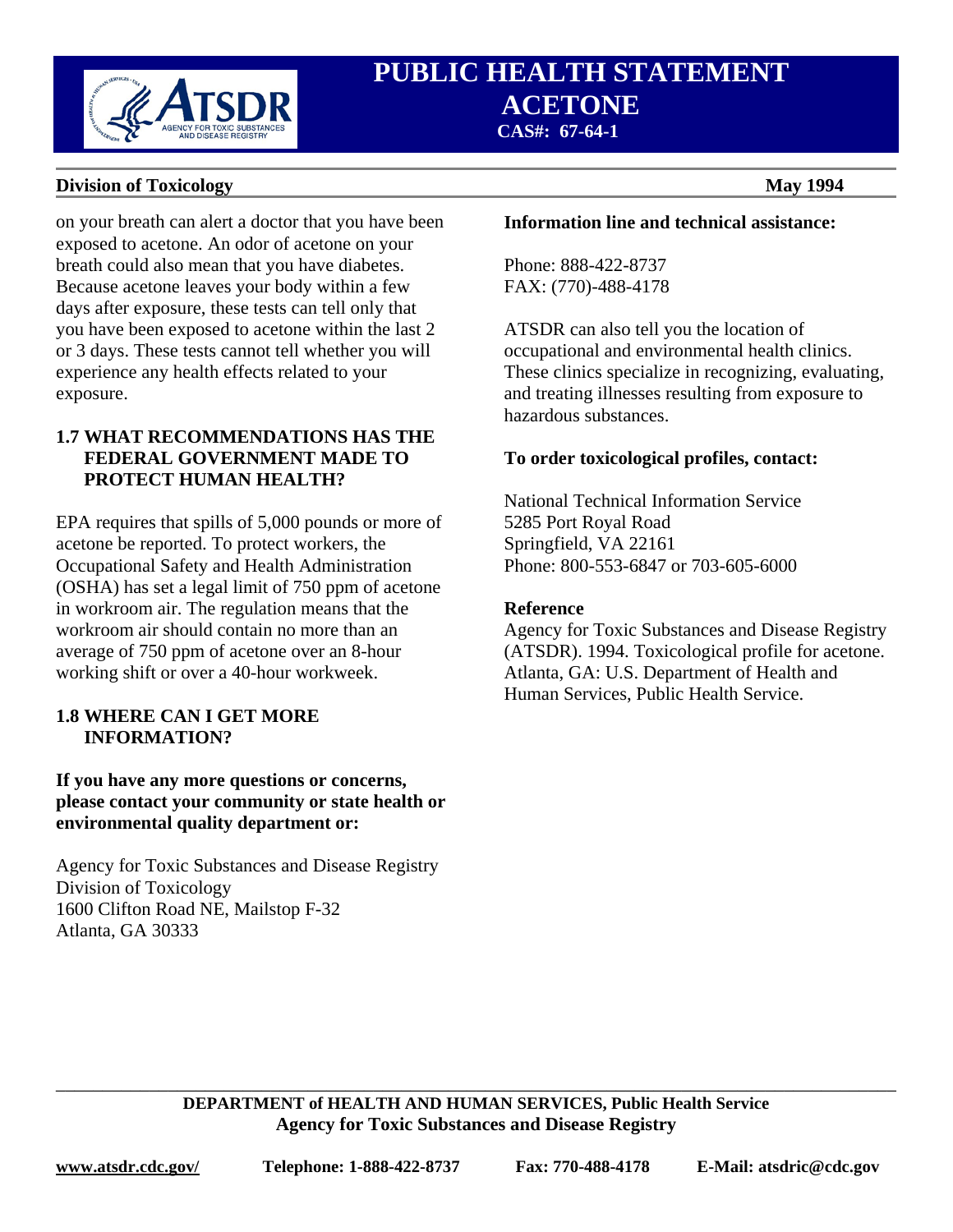on your breath can alert a doctor that you have been exposed to acetone. An odor of acetone on your breath could also mean that you have diabetes. Because acetone leaves your body within a few days after exposure, these tests can tell only that you have been exposed to acetone within the last 2 or 3 days. These tests cannot tell whether you will experience any health effects related to your exposure.

## 1.7 WHAT RECOMMENDATIONS HAS THE FEDERAL GOVERNMENT MADE TO PROTECT HUMAN HEALTH?

EPA requires that spills of 5,000 pounds or more of acetone be reported. To protect workers, the Occupational Safety and Health Administration (OSHA) has set a legal limit of 750 ppm of acetone in workroom air. The regulation means that the workroom air should contain no more than an average of 750 ppm of acetone over an 8-hour working shift or over a 40-hour workweek.

## 1.8 WHERE CAN I GET MORE INFORMATION?

**If you have any more questions or concerns, please contact your community or state health or environmental quality department or:**

Agency for Toxic Substances and Disease Registry
Division of Toxicology
1600 Clifton Road NE, Mailstop F-32
Atlanta, GA 30333

**Information line and technical assistance:**

Phone: 888-422-8737
FAX: (770)-488-4178

ATSDR can also tell you the location of occupational and environmental health clinics. These clinics specialize in recognizing, evaluating, and treating illnesses resulting from exposure to hazardous substances.

**To order toxicological profiles, contact:**

National Technical Information Service
5285 Port Royal Road
Springfield, VA 22161
Phone: 800-553-6847 or 703-605-6000

**Reference**

Agency for Toxic Substances and Disease Registry (ATSDR). 1994. Toxicological profile for acetone. Atlanta, GA: U.S. Department of Health and Human Services, Public Health Service.